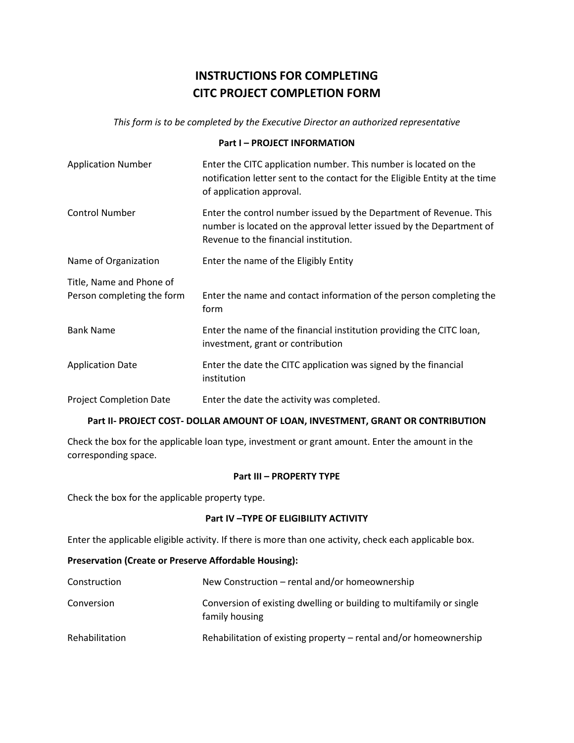# INSTRUCTIONS FOR COMPLETING CITC PROJECT COMPLETION FORM

*This form is to be completed by the Executive Director an authorized representative*

### Part I – PROJECT INFORMATION

| | |
|---|---|
| Application Number | Enter the CITC application number. This number is located on the notification letter sent to the contact for the Eligible Entity at the time of application approval. |
| Control Number | Enter the control number issued by the Department of Revenue. This number is located on the approval letter issued by the Department of Revenue to the financial institution. |
| Name of Organization | Enter the name of the Eligibly Entity |
| Title, Name and Phone of Person completing the form | Enter the name and contact information of the person completing the form |
| Bank Name | Enter the name of the financial institution providing the CITC loan, investment, grant or contribution |
| Application Date | Enter the date the CITC application was signed by the financial institution |
| Project Completion Date | Enter the date the activity was completed. |

### Part II- PROJECT COST- DOLLAR AMOUNT OF LOAN, INVESTMENT, GRANT OR CONTRIBUTION

Check the box for the applicable loan type, investment or grant amount. Enter the amount in the corresponding space.

### Part III – PROPERTY TYPE

Check the box for the applicable property type.

### Part IV –TYPE OF ELIGIBILITY ACTIVITY

Enter the applicable eligible activity. If there is more than one activity, check each applicable box.

**Preservation (Create or Preserve Affordable Housing):**

| | |
|---|---|
| Construction | New Construction – rental and/or homeownership |
| Conversion | Conversion of existing dwelling or building to multifamily or single family housing |
| Rehabilitation | Rehabilitation of existing property – rental and/or homeownership |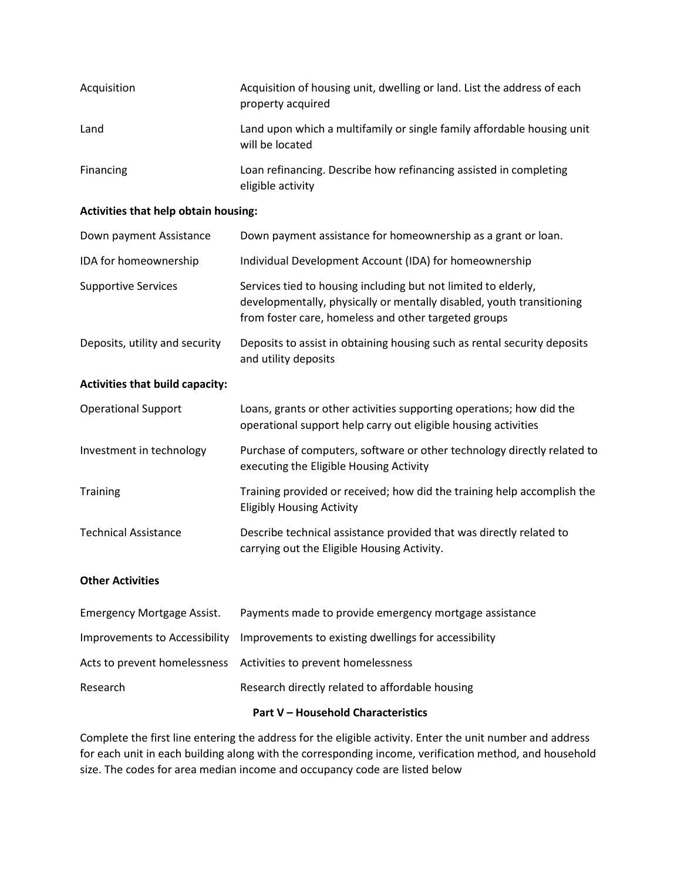| | |
|---|---|
| Acquisition | Acquisition of housing unit, dwelling or land. List the address of each property acquired |
| Land | Land upon which a multifamily or single family affordable housing unit will be located |
| Financing | Loan refinancing. Describe how refinancing assisted in completing eligible activity |

**Activities that help obtain housing:**

| | |
|---|---|
| Down payment Assistance | Down payment assistance for homeownership as a grant or loan. |
| IDA for homeownership | Individual Development Account (IDA) for homeownership |
| Supportive Services | Services tied to housing including but not limited to elderly, developmentally, physically or mentally disabled, youth transitioning from foster care, homeless and other targeted groups |
| Deposits, utility and security | Deposits to assist in obtaining housing such as rental security deposits and utility deposits |

**Activities that build capacity:**

| | |
|---|---|
| Operational Support | Loans, grants or other activities supporting operations; how did the operational support help carry out eligible housing activities |
| Investment in technology | Purchase of computers, software or other technology directly related to executing the Eligible Housing Activity |
| Training | Training provided or received; how did the training help accomplish the Eligibly Housing Activity |
| Technical Assistance | Describe technical assistance provided that was directly related to carrying out the Eligible Housing Activity. |

**Other Activities**

| | |
|---|---|
| Emergency Mortgage Assist. | Payments made to provide emergency mortgage assistance |
| Improvements to Accessibility | Improvements to existing dwellings for accessibility |
| Acts to prevent homelessness | Activities to prevent homelessness |
| Research | Research directly related to affordable housing |

## Part V – Household Characteristics

Complete the first line entering the address for the eligible activity. Enter the unit number and address for each unit in each building along with the corresponding income, verification method, and household size. The codes for area median income and occupancy code are listed below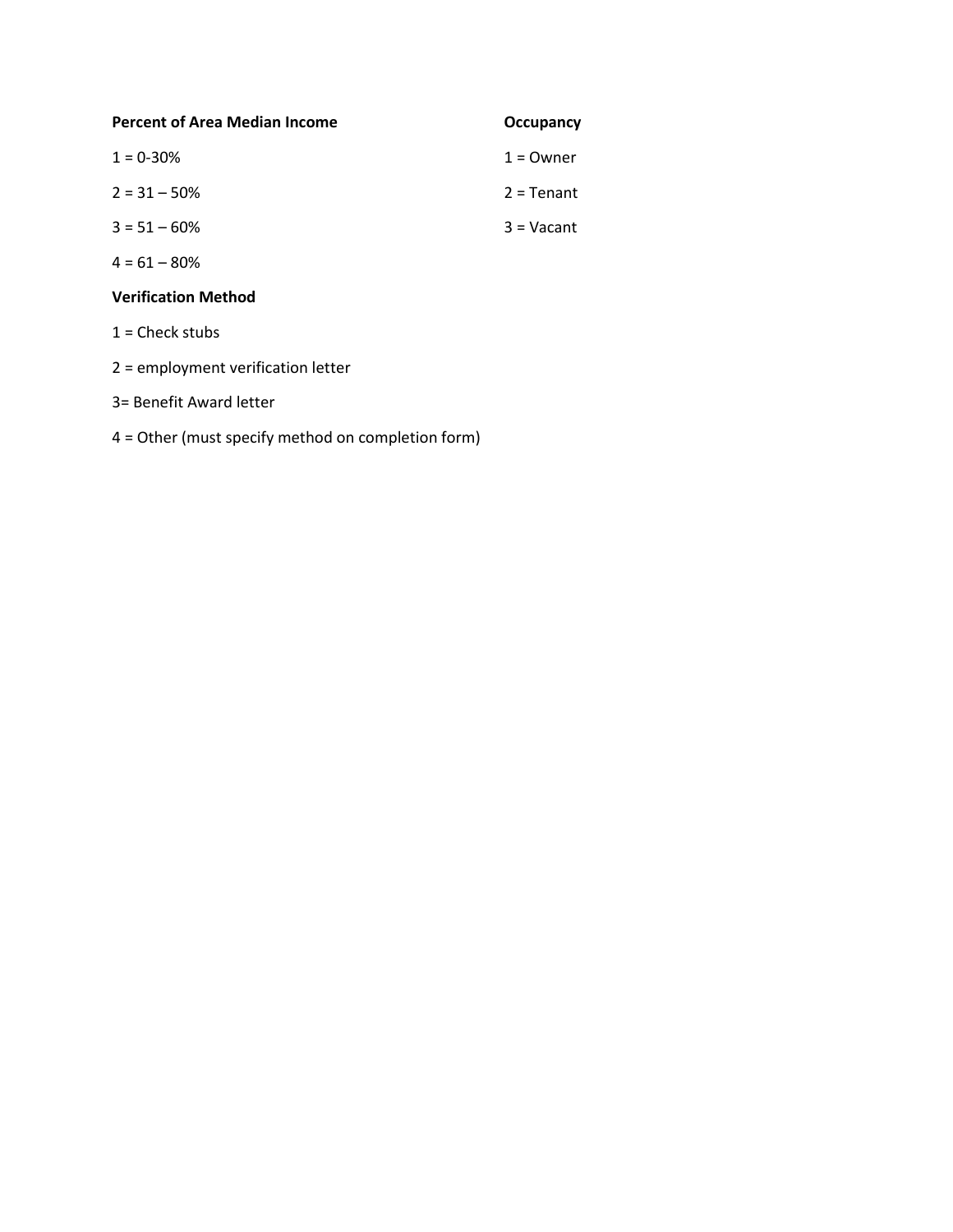**Percent of Area Median Income**

1 = 0-30%

2 = 31 – 50%

3 = 51 – 60%

4 = 61 – 80%

**Occupancy**

1 = Owner

2 = Tenant

3 = Vacant

**Verification Method**

1 = Check stubs

2 = employment verification letter

3= Benefit Award letter

4 = Other (must specify method on completion form)